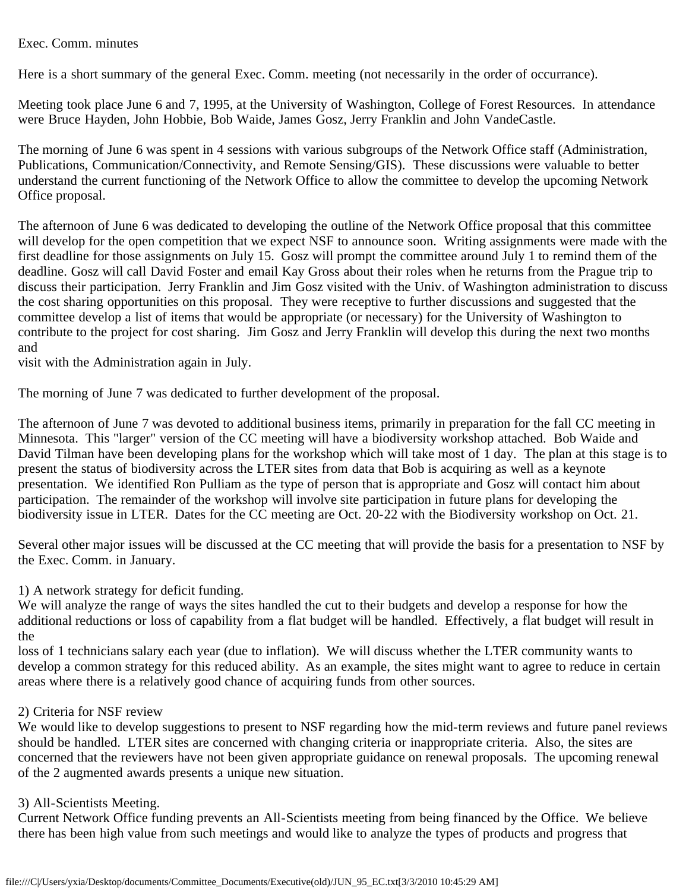Exec. Comm. minutes

Here is a short summary of the general Exec. Comm. meeting (not necessarily in the order of occurrance).

Meeting took place June 6 and 7, 1995, at the University of Washington, College of Forest Resources. In attendance were Bruce Hayden, John Hobbie, Bob Waide, James Gosz, Jerry Franklin and John VandeCastle.

The morning of June 6 was spent in 4 sessions with various subgroups of the Network Office staff (Administration, Publications, Communication/Connectivity, and Remote Sensing/GIS). These discussions were valuable to better understand the current functioning of the Network Office to allow the committee to develop the upcoming Network Office proposal.

The afternoon of June 6 was dedicated to developing the outline of the Network Office proposal that this committee will develop for the open competition that we expect NSF to announce soon. Writing assignments were made with the first deadline for those assignments on July 15. Gosz will prompt the committee around July 1 to remind them of the deadline. Gosz will call David Foster and email Kay Gross about their roles when he returns from the Prague trip to discuss their participation. Jerry Franklin and Jim Gosz visited with the Univ. of Washington administration to discuss the cost sharing opportunities on this proposal. They were receptive to further discussions and suggested that the committee develop a list of items that would be appropriate (or necessary) for the University of Washington to contribute to the project for cost sharing. Jim Gosz and Jerry Franklin will develop this during the next two months and
visit with the Administration again in July.

The morning of June 7 was dedicated to further development of the proposal.

The afternoon of June 7 was devoted to additional business items, primarily in preparation for the fall CC meeting in Minnesota. This "larger" version of the CC meeting will have a biodiversity workshop attached. Bob Waide and David Tilman have been developing plans for the workshop which will take most of 1 day. The plan at this stage is to present the status of biodiversity across the LTER sites from data that Bob is acquiring as well as a keynote presentation. We identified Ron Pulliam as the type of person that is appropriate and Gosz will contact him about participation. The remainder of the workshop will involve site participation in future plans for developing the biodiversity issue in LTER. Dates for the CC meeting are Oct. 20-22 with the Biodiversity workshop on Oct. 21.

Several other major issues will be discussed at the CC meeting that will provide the basis for a presentation to NSF by the Exec. Comm. in January.

1) A network strategy for deficit funding.
We will analyze the range of ways the sites handled the cut to their budgets and develop a response for how the additional reductions or loss of capability from a flat budget will be handled. Effectively, a flat budget will result in the
loss of 1 technicians salary each year (due to inflation). We will discuss whether the LTER community wants to develop a common strategy for this reduced ability. As an example, the sites might want to agree to reduce in certain areas where there is a relatively good chance of acquiring funds from other sources.

2) Criteria for NSF review
We would like to develop suggestions to present to NSF regarding how the mid-term reviews and future panel reviews should be handled. LTER sites are concerned with changing criteria or inappropriate criteria. Also, the sites are concerned that the reviewers have not been given appropriate guidance on renewal proposals. The upcoming renewal of the 2 augmented awards presents a unique new situation.

3) All-Scientists Meeting.
Current Network Office funding prevents an All-Scientists meeting from being financed by the Office. We believe there has been high value from such meetings and would like to analyze the types of products and progress that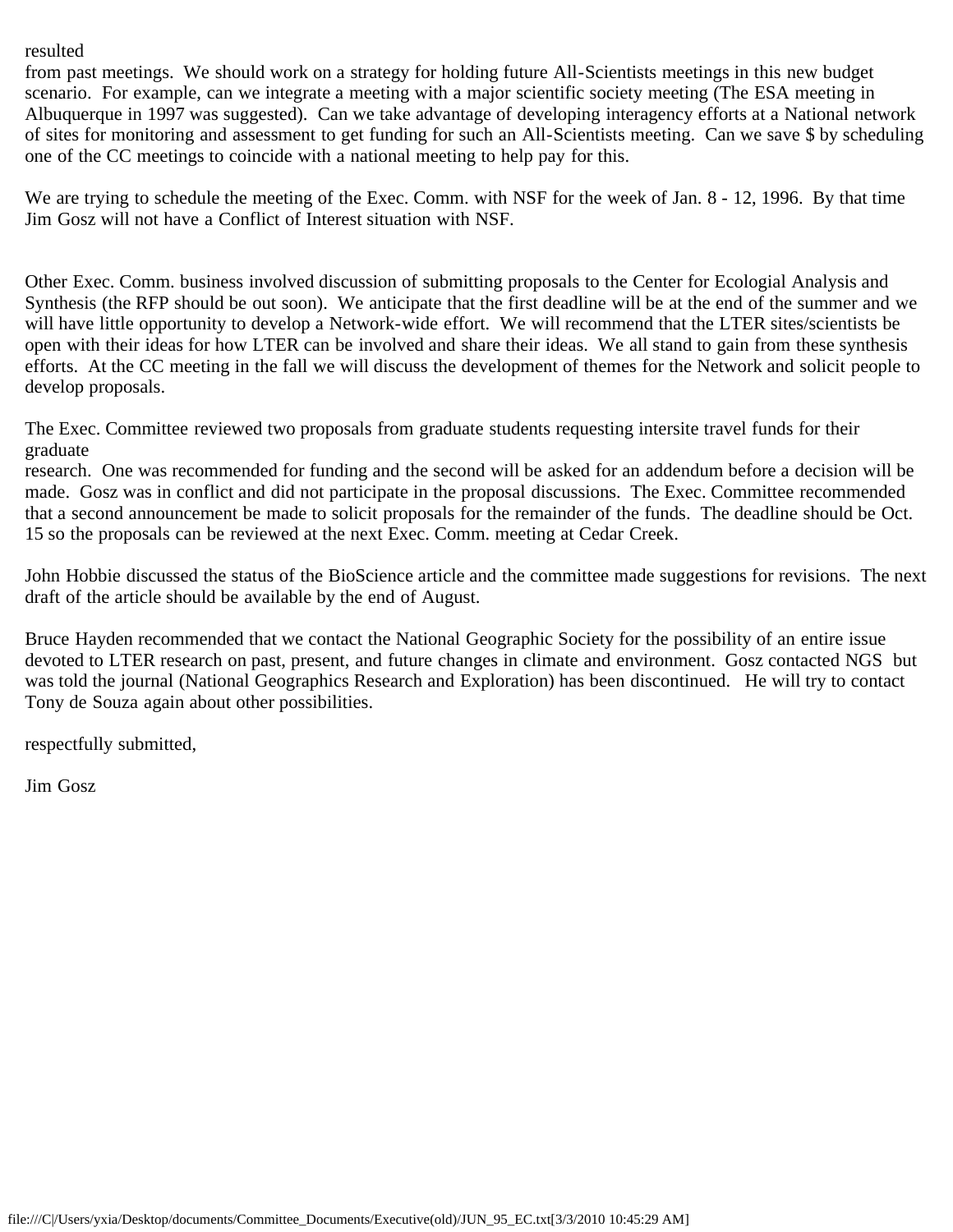resulted
from past meetings. We should work on a strategy for holding future All-Scientists meetings in this new budget scenario. For example, can we integrate a meeting with a major scientific society meeting (The ESA meeting in Albuquerque in 1997 was suggested). Can we take advantage of developing interagency efforts at a National network of sites for monitoring and assessment to get funding for such an All-Scientists meeting. Can we save $ by scheduling one of the CC meetings to coincide with a national meeting to help pay for this.

We are trying to schedule the meeting of the Exec. Comm. with NSF for the week of Jan. 8 - 12, 1996. By that time Jim Gosz will not have a Conflict of Interest situation with NSF.

Other Exec. Comm. business involved discussion of submitting proposals to the Center for Ecologial Analysis and Synthesis (the RFP should be out soon). We anticipate that the first deadline will be at the end of the summer and we will have little opportunity to develop a Network-wide effort. We will recommend that the LTER sites/scientists be open with their ideas for how LTER can be involved and share their ideas. We all stand to gain from these synthesis efforts. At the CC meeting in the fall we will discuss the development of themes for the Network and solicit people to develop proposals.

The Exec. Committee reviewed two proposals from graduate students requesting intersite travel funds for their graduate
research. One was recommended for funding and the second will be asked for an addendum before a decision will be made. Gosz was in conflict and did not participate in the proposal discussions. The Exec. Committee recommended that a second announcement be made to solicit proposals for the remainder of the funds. The deadline should be Oct. 15 so the proposals can be reviewed at the next Exec. Comm. meeting at Cedar Creek.

John Hobbie discussed the status of the BioScience article and the committee made suggestions for revisions. The next draft of the article should be available by the end of August.

Bruce Hayden recommended that we contact the National Geographic Society for the possibility of an entire issue devoted to LTER research on past, present, and future changes in climate and environment. Gosz contacted NGS but was told the journal (National Geographics Research and Exploration) has been discontinued. He will try to contact Tony de Souza again about other possibilities.

respectfully submitted,

Jim Gosz